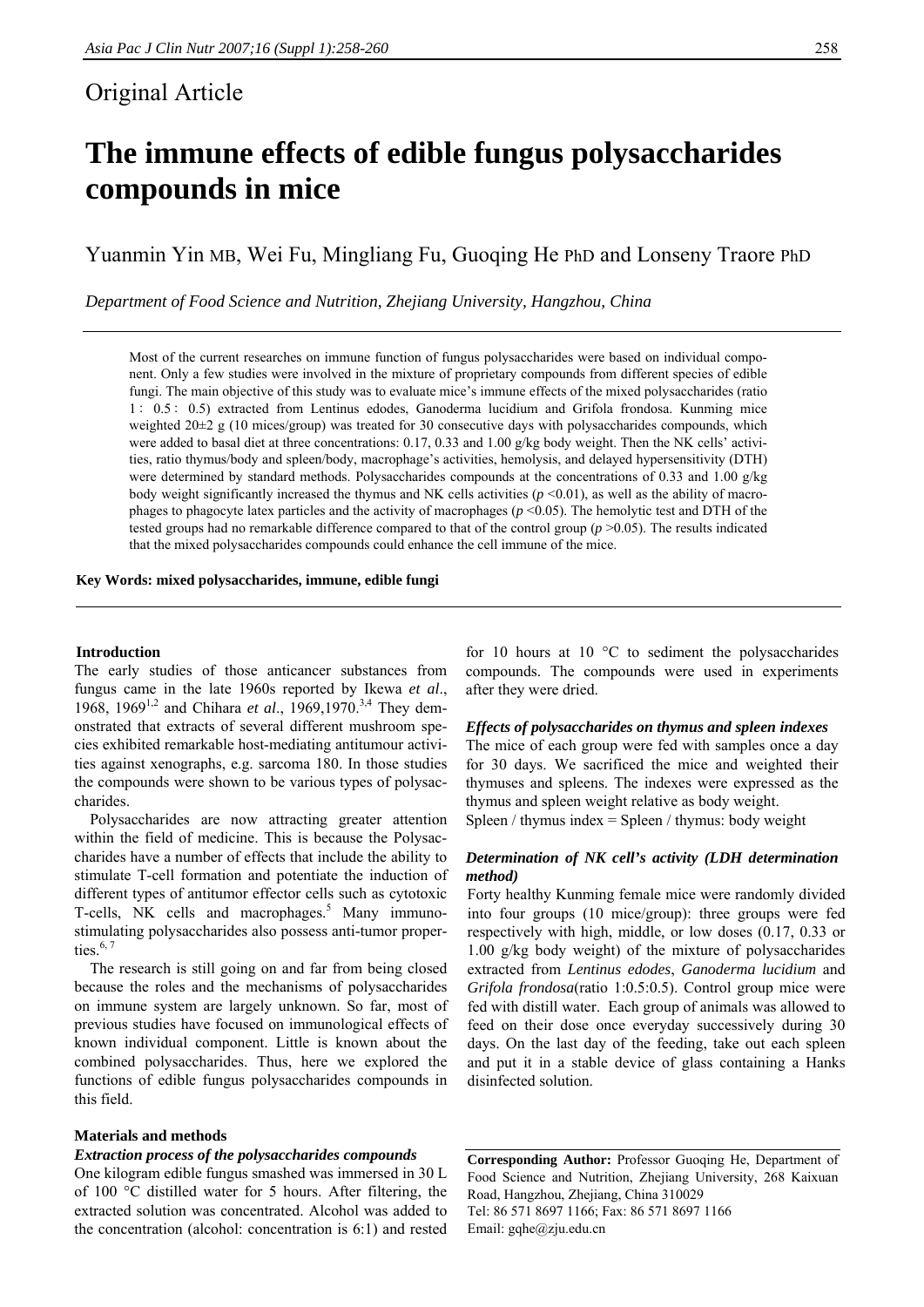Original Article

# The immune effects of edible fungus polysaccharides compounds in mice

Yuanmin Yin MB, Wei Fu, Mingliang Fu, Guoqing He PhD and Lonseny Traore PhD

*Department of Food Science and Nutrition, Zhejiang University, Hangzhou, China*

Most of the current researches on immune function of fungus polysaccharides were based on individual component. Only a few studies were involved in the mixture of proprietary compounds from different species of edible fungi. The main objective of this study was to evaluate mice's immune effects of the mixed polysaccharides (ratio 1：0.5：0.5) extracted from Lentinus edodes, Ganoderma lucidium and Grifola frondosa. Kunming mice weighted 20±2 g (10 mices/group) was treated for 30 consecutive days with polysaccharides compounds, which were added to basal diet at three concentrations: 0.17, 0.33 and 1.00 g/kg body weight. Then the NK cells' activities, ratio thymus/body and spleen/body, macrophage's activities, hemolysis, and delayed hypersensitivity (DTH) were determined by standard methods. Polysaccharides compounds at the concentrations of 0.33 and 1.00 g/kg body weight significantly increased the thymus and NK cells activities ($p$ <0.01), as well as the ability of macrophages to phagocyte latex particles and the activity of macrophages ($p$ <0.05). The hemolytic test and DTH of the tested groups had no remarkable difference compared to that of the control group ($p$ >0.05). The results indicated that the mixed polysaccharides compounds could enhance the cell immune of the mice.

**Key Words: mixed polysaccharides, immune, edible fungi**

## Introduction

The early studies of those anticancer substances from fungus came in the late 1960s reported by Ikewa *et al*., 1968, 1969[1,2] and Chihara *et al*., 1969,1970.[3,4] They demonstrated that extracts of several different mushroom species exhibited remarkable host-mediating antitumour activities against xenographs, e.g. sarcoma 180. In those studies the compounds were shown to be various types of polysaccharides.

Polysaccharides are now attracting greater attention within the field of medicine. This is because the Polysaccharides have a number of effects that include the ability to stimulate T-cell formation and potentiate the induction of different types of antitumor effector cells such as cytotoxic T-cells, NK cells and macrophages.[5] Many immunostimulating polysaccharides also possess anti-tumor properties.[6, 7]

The research is still going on and far from being closed because the roles and the mechanisms of polysaccharides on immune system are largely unknown. So far, most of previous studies have focused on immunological effects of known individual component. Little is known about the combined polysaccharides. Thus, here we explored the functions of edible fungus polysaccharides compounds in this field.

## Materials and methods

### *Extraction process of the polysaccharides compounds*

One kilogram edible fungus smashed was immersed in 30 L of 100 °C distilled water for 5 hours. After filtering, the extracted solution was concentrated. Alcohol was added to the concentration (alcohol: concentration is 6:1) and rested for 10 hours at 10 °C to sediment the polysaccharides compounds. The compounds were used in experiments after they were dried.

### *Effects of polysaccharides on thymus and spleen indexes*

The mice of each group were fed with samples once a day for 30 days. We sacrificed the mice and weighted their thymuses and spleens. The indexes were expressed as the thymus and spleen weight relative as body weight.

Spleen / thymus index = Spleen / thymus: body weight

### *Determination of NK cell's activity (LDH determination method)*

Forty healthy Kunming female mice were randomly divided into four groups (10 mice/group): three groups were fed respectively with high, middle, or low doses (0.17, 0.33 or 1.00 g/kg body weight) of the mixture of polysaccharides extracted from *Lentinus edodes*, *Ganoderma lucidium* and *Grifola frondosa*(ratio 1:0.5:0.5). Control group mice were fed with distill water. Each group of animals was allowed to feed on their dose once everyday successively during 30 days. On the last day of the feeding, take out each spleen and put it in a stable device of glass containing a Hanks disinfected solution.

**Corresponding Author:** Professor Guoqing He, Department of Food Science and Nutrition, Zhejiang University, 268 Kaixuan Road, Hangzhou, Zhejiang, China 310029
Tel: 86 571 8697 1166; Fax: 86 571 8697 1166
Email: gqhe@zju.edu.cn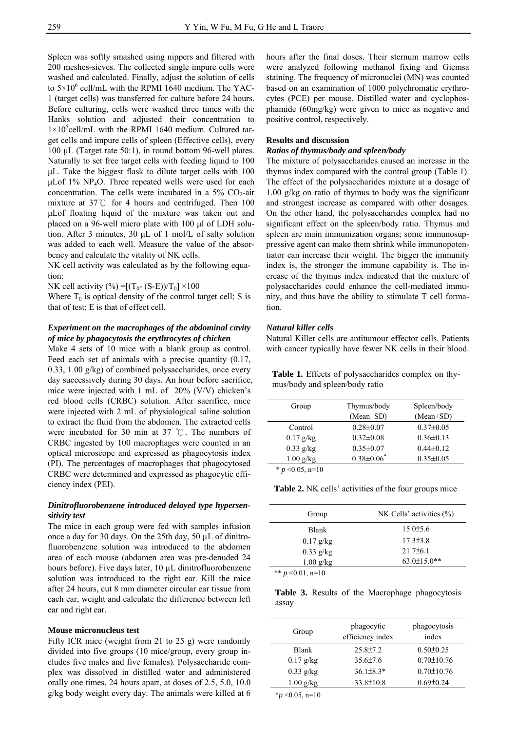Spleen was softly smashed using nippers and filtered with 200 meshes-sieves. The collected single impure cells were washed and calculated. Finally, adjust the solution of cells to $5\times10^6$ cell/mL with the RPMI 1640 medium. The YAC-1 (target cells) was transferred for culture before 24 hours. Before culturing, cells were washed three times with the Hanks solution and adjusted their concentration to $1\times10^5$cell/mL with the RPMI 1640 medium. Cultured target cells and impure cells of spleen (Effective cells), every 100 μL (Target rate 50:1), in round bottom 96-well plates. Naturally to set free target cells with feeding liquid to 100 μL. Take the biggest flask to dilute target cells with 100 μLof 1% $NP_4O$. Three repeated wells were used for each concentration. The cells were incubated in a 5% $CO_2$-air mixture at 37℃ for 4 hours and centrifuged. Then 100 μLof floating liquid of the mixture was taken out and placed on a 96-well micro plate with 100 μl of LDH solution. After 3 minutes, 30 μL of 1 mol/L of salty solution was added to each well. Measure the value of the absorbency and calculate the vitality of NK cells.

NK cell activity was calculated as by the following equation:

$$\text{NK cell activity (\%)} = [(T_0 - (S-E))/T_0] \times 100$$

Where $T_0$ is optical density of the control target cell; S is that of test; E is that of effect cell.

### *Experiment on the macrophages of the abdominal cavity of mice by phagocytosis the erythrocytes of chicken*

Make 4 sets of 10 mice with a blank group as control. Feed each set of animals with a precise quantity (0.17, 0.33, 1.00 g/kg) of combined polysaccharides, once every day successively during 30 days. An hour before sacrifice, mice were injected with 1 mL of 20% (V/V) chicken's red blood cells (CRBC) solution. After sacrifice, mice were injected with 2 mL of physiological saline solution to extract the fluid from the abdomen. The extracted cells were incubated for 30 min at 37 ℃. The numbers of CRBC ingested by 100 macrophages were counted in an optical microscope and expressed as phagocytosis index (PI). The percentages of macrophages that phagocytosed CRBC were determined and expressed as phagocytic efficiency index (PEI).

### *Dinitrofluorobenzene introduced delayed type hypersensitivity test*

The mice in each group were fed with samples infusion once a day for 30 days. On the 25th day, 50 μL of dinitrofluorobenzene solution was introduced to the abdomen area of each mouse (abdomen area was pre-denuded 24 hours before). Five days later, 10 μL dinitrofluorobenzene solution was introduced to the right ear. Kill the mice after 24 hours, cut 8 mm diameter circular ear tissue from each ear, weight and calculate the difference between left ear and right ear.

### Mouse micronucleus test

Fifty ICR mice (weight from 21 to 25 g) were randomly divided into five groups (10 mice/group, every group includes five males and five females). Polysaccharide complex was dissolved in distilled water and administered orally one times, 24 hours apart, at doses of 2.5, 5.0, 10.0 g/kg body weight every day. The animals were killed at 6 hours after the final doses. Their sternum marrow cells were analyzed following methanol fixing and Giemsa staining. The frequency of micronuclei (MN) was counted based on an examination of 1000 polychromatic erythrocytes (PCE) per mouse. Distilled water and cyclophosphamide (60mg/kg) were given to mice as negative and positive control, respectively.

## Results and discussion

### *Ratios of thymus/body and spleen/body*

The mixture of polysaccharides caused an increase in the thymus index compared with the control group (Table 1). The effect of the polysaccharides mixture at a dosage of 1.00 g/kg on ratio of thymus to body was the significant and strongest increase as compared with other dosages. On the other hand, the polysaccharides complex had no significant effect on the spleen/body ratio. Thymus and spleen are main immunization organs; some immunosuppressive agent can make them shrink while immunopotentiator can increase their weight. The bigger the immunity index is, the stronger the immune capability is. The increase of the thymus index indicated that the mixture of polysaccharides could enhance the cell-mediated immunity, and thus have the ability to stimulate T cell formation.

### *Natural killer cells*

Natural Killer cells are antitumour effector cells. Patients with cancer typically have fewer NK cells in their blood.

**Table 1.** Effects of polysaccharides complex on thymus/body and spleen/body ratio

| Group | Thymus/body (Mean±SD) | Spleen/body (Mean±SD) |
|---|---|---|
| Control | 0.28±0.07 | 0.37±0.05 |
| 0.17 g/kg | 0.32±0.08 | 0.36±0.13 |
| 0.33 g/kg | 0.35±0.07 | 0.44±0.12 |
| 1.00 g/kg | 0.38±0.06* | 0.35±0.05 |

* $p$ <0.05, n=10

**Table 2.** NK cells' activities of the four groups mice

| Group | NK Cells' activities (%) |
|---|---|
| Blank | 15.0±5.6 |
| 0.17 g/kg | 17.3±3.8 |
| 0.33 g/kg | 21.7±6.1 |
| 1.00 g/kg | 63.0±15.0** |

** $p$ <0.01, n=10

**Table 3.** Results of the Macrophage phagocytosis assay

| Group | phagocytic efficiency index | phagocytosis index |
|---|---|---|
| Blank | 25.8±7.2 | 0.50±0.25 |
| 0.17 g/kg | 35.6±7.6 | 0.70±10.76 |
| 0.33 g/kg | 36.1±8.3* | 0.70±10.76 |
| 1.00 g/kg | 33.8±10.8 | 0.69±0.24 |

*$p$ <0.05, n=10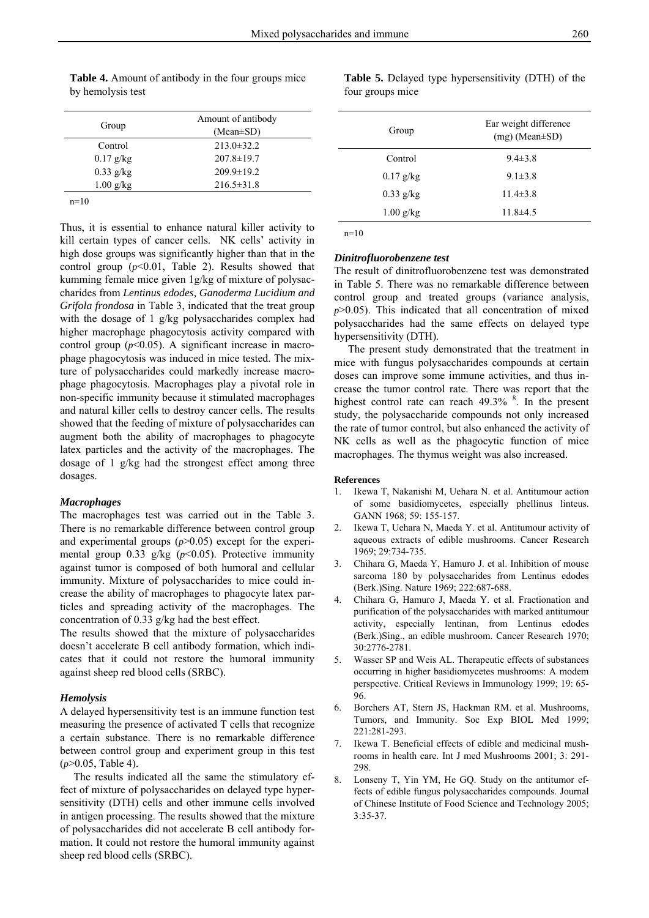**Table 4.** Amount of antibody in the four groups mice by hemolysis test

| Group | Amount of antibody (Mean±SD) |
|---|---|
| Control | 213.0±32.2 |
| 0.17 g/kg | 207.8±19.7 |
| 0.33 g/kg | 209.9±19.2 |
| 1.00 g/kg | 216.5±31.8 |

n=10

Thus, it is essential to enhance natural killer activity to kill certain types of cancer cells. NK cells' activity in high dose groups was significantly higher than that in the control group ($p$<0.01, Table 2). Results showed that kumming female mice given 1g/kg of mixture of polysaccharides from *Lentinus edodes, Ganoderma Lucidium and Grifola frondosa* in Table 3, indicated that the treat group with the dosage of 1 g/kg polysaccharides complex had higher macrophage phagocytosis activity compared with control group ($p$<0.05). A significant increase in macrophage phagocytosis was induced in mice tested. The mixture of polysaccharides could markedly increase macrophage phagocytosis. Macrophages play a pivotal role in non-specific immunity because it stimulated macrophages and natural killer cells to destroy cancer cells. The results showed that the feeding of mixture of polysaccharides can augment both the ability of macrophages to phagocyte latex particles and the activity of the macrophages. The dosage of 1 g/kg had the strongest effect among three dosages.

### *Macrophages*

The macrophages test was carried out in the Table 3. There is no remarkable difference between control group and experimental groups ($p$>0.05) except for the experimental group 0.33 g/kg ($p$<0.05). Protective immunity against tumor is composed of both humoral and cellular immunity. Mixture of polysaccharides to mice could increase the ability of macrophages to phagocyte latex particles and spreading activity of the macrophages. The concentration of 0.33 g/kg had the best effect.

The results showed that the mixture of polysaccharides doesn't accelerate B cell antibody formation, which indicates that it could not restore the humoral immunity against sheep red blood cells (SRBC).

### *Hemolysis*

A delayed hypersensitivity test is an immune function test measuring the presence of activated T cells that recognize a certain substance. There is no remarkable difference between control group and experiment group in this test ($p$>0.05, Table 4).

The results indicated all the same the stimulatory effect of mixture of polysaccharides on delayed type hypersensitivity (DTH) cells and other immune cells involved in antigen processing. The results showed that the mixture of polysaccharides did not accelerate B cell antibody formation. It could not restore the humoral immunity against sheep red blood cells (SRBC).

**Table 5.** Delayed type hypersensitivity (DTH) of the four groups mice

| Group | Ear weight difference (mg) (Mean±SD) |
|---|---|
| Control | 9.4±3.8 |
| 0.17 g/kg | 9.1±3.8 |
| 0.33 g/kg | 11.4±3.8 |
| 1.00 g/kg | 11.8±4.5 |

n=10

### *Dinitrofluorobenzene test*

The result of dinitrofluorobenzene test was demonstrated in Table 5. There was no remarkable difference between control group and treated groups (variance analysis, $p$>0.05). This indicated that all concentration of mixed polysaccharides had the same effects on delayed type hypersensitivity (DTH).

The present study demonstrated that the treatment in mice with fungus polysaccharides compounds at certain doses can improve some immune activities, and thus increase the tumor control rate. There was report that the highest control rate can reach 49.3% [8]. In the present study, the polysaccharide compounds not only increased the rate of tumor control, but also enhanced the activity of NK cells as well as the phagocytic function of mice macrophages. The thymus weight was also increased.

#### References

1. Ikewa T, Nakanishi M, Uehara N. et al. Antitumour action of some basidiomycetes, especially phellinus linteus. GANN 1968; 59: 155-157.
2. Ikewa T, Uehara N, Maeda Y. et al. Antitumour activity of aqueous extracts of edible mushrooms. Cancer Research 1969; 29:734-735.
3. Chihara G, Maeda Y, Hamuro J. et al. Inhibition of mouse sarcoma 180 by polysaccharides from Lentinus edodes (Berk.)Sing. Nature 1969; 222:687-688.
4. Chihara G, Hamuro J, Maeda Y. et al. Fractionation and purification of the polysaccharides with marked antitumour activity, especially lentinan, from Lentinus edodes (Berk.)Sing., an edible mushroom. Cancer Research 1970; 30:2776-2781.
5. Wasser SP and Weis AL. Therapeutic effects of substances occurring in higher basidiomycetes mushrooms: A modem perspective. Critical Reviews in Immunology 1999; 19: 65-96.
6. Borchers AT, Stern JS, Hackman RM. et al. Mushrooms, Tumors, and Immunity. Soc Exp BIOL Med 1999; 221:281-293.
7. Ikewa T. Beneficial effects of edible and medicinal mushrooms in health care. Int J med Mushrooms 2001; 3: 291-298.
8. Lonseny T, Yin YM, He GQ. Study on the antitumor effects of edible fungus polysaccharides compounds. Journal of Chinese Institute of Food Science and Technology 2005; 3:35-37.